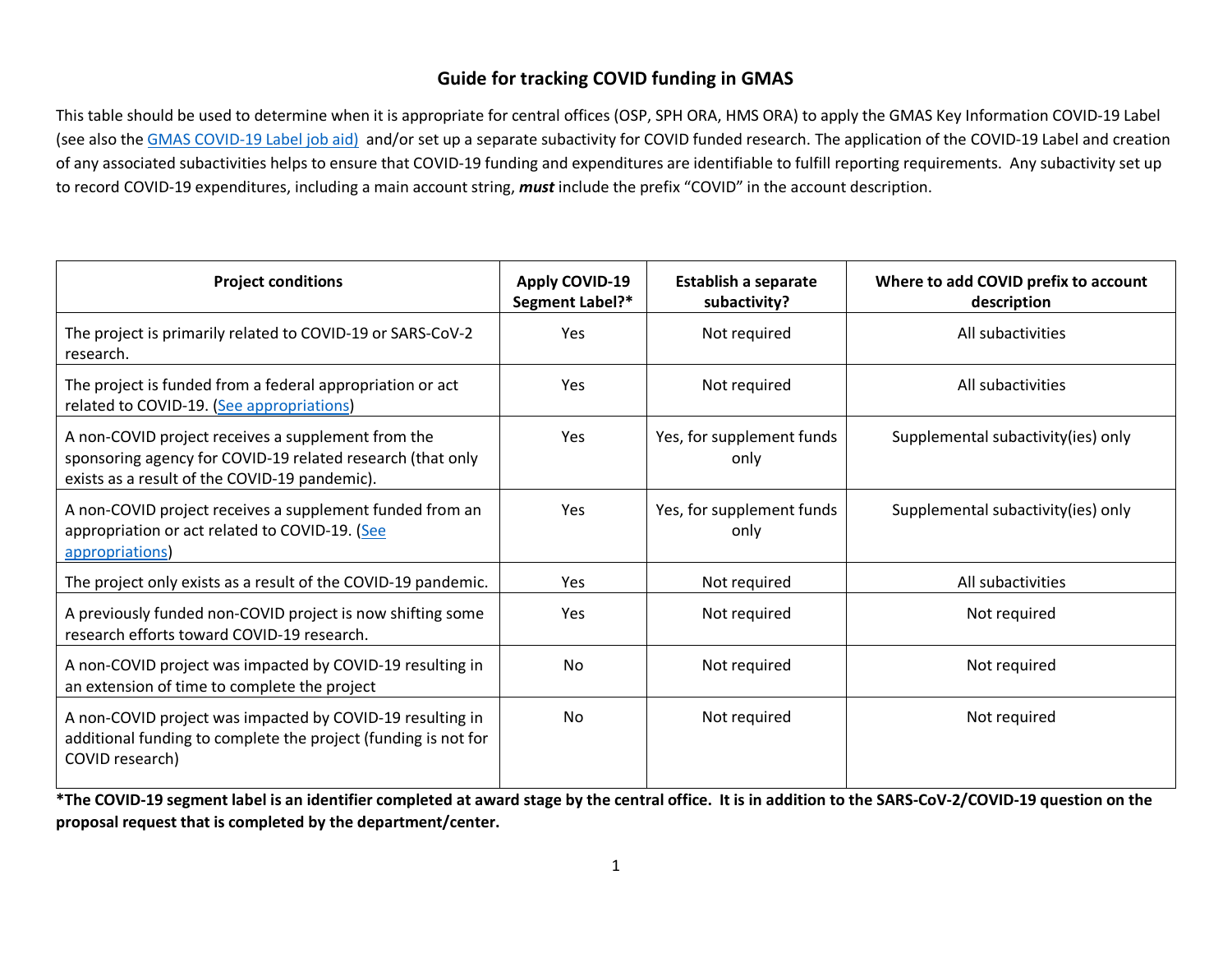# Guide for tracking COVID funding in GMAS

This table should be used to determine when it is appropriate for central offices (OSP, SPH ORA, HMS ORA) to apply the GMAS Key Information COVID-19 Label (see also the GMAS COVID-19 Label job aid) and/or set up a separate subactivity for COVID funded research. The application of the COVID-19 Label and creation of any associated subactivities helps to ensure that COVID-19 funding and expenditures are identifiable to fulfill reporting requirements. Any subactivity set up to record COVID-19 expenditures, including a main account string, ***must*** include the prefix "COVID" in the account description.

| Project conditions | Apply COVID-19 Segment Label?* | Establish a separate subactivity? | Where to add COVID prefix to account description |
|---|---|---|---|
| The project is primarily related to COVID-19 or SARS-CoV-2 research. | Yes | Not required | All subactivities |
| The project is funded from a federal appropriation or act related to COVID-19. (See appropriations) | Yes | Not required | All subactivities |
| A non-COVID project receives a supplement from the sponsoring agency for COVID-19 related research (that only exists as a result of the COVID-19 pandemic). | Yes | Yes, for supplement funds only | Supplemental subactivity(ies) only |
| A non-COVID project receives a supplement funded from an appropriation or act related to COVID-19. (See appropriations) | Yes | Yes, for supplement funds only | Supplemental subactivity(ies) only |
| The project only exists as a result of the COVID-19 pandemic. | Yes | Not required | All subactivities |
| A previously funded non-COVID project is now shifting some research efforts toward COVID-19 research. | Yes | Not required | Not required |
| A non-COVID project was impacted by COVID-19 resulting in an extension of time to complete the project | No | Not required | Not required |
| A non-COVID project was impacted by COVID-19 resulting in additional funding to complete the project (funding is not for COVID research) | No | Not required | Not required |

**\*The COVID-19 segment label is an identifier completed at award stage by the central office. It is in addition to the SARS-CoV-2/COVID-19 question on the proposal request that is completed by the department/center.**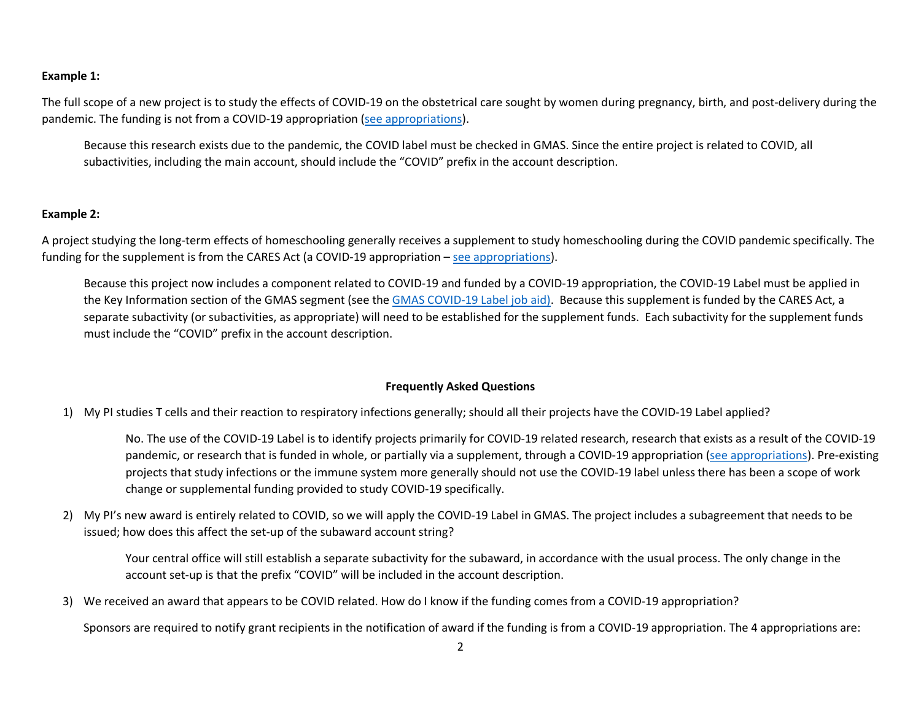**Example 1:**

The full scope of a new project is to study the effects of COVID-19 on the obstetrical care sought by women during pregnancy, birth, and post-delivery during the pandemic. The funding is not from a COVID-19 appropriation (see appropriations).

> Because this research exists due to the pandemic, the COVID label must be checked in GMAS. Since the entire project is related to COVID, all subactivities, including the main account, should include the "COVID" prefix in the account description.

**Example 2:**

A project studying the long-term effects of homeschooling generally receives a supplement to study homeschooling during the COVID pandemic specifically. The funding for the supplement is from the CARES Act (a COVID-19 appropriation – see appropriations).

> Because this project now includes a component related to COVID-19 and funded by a COVID-19 appropriation, the COVID-19 Label must be applied in the Key Information section of the GMAS segment (see the GMAS COVID-19 Label job aid). Because this supplement is funded by the CARES Act, a separate subactivity (or subactivities, as appropriate) will need to be established for the supplement funds. Each subactivity for the supplement funds must include the "COVID" prefix in the account description.

## Frequently Asked Questions

1) My PI studies T cells and their reaction to respiratory infections generally; should all their projects have the COVID-19 Label applied?

   No. The use of the COVID-19 Label is to identify projects primarily for COVID-19 related research, research that exists as a result of the COVID-19 pandemic, or research that is funded in whole, or partially via a supplement, through a COVID-19 appropriation (see appropriations). Pre-existing projects that study infections or the immune system more generally should not use the COVID-19 label unless there has been a scope of work change or supplemental funding provided to study COVID-19 specifically.

2) My PI's new award is entirely related to COVID, so we will apply the COVID-19 Label in GMAS. The project includes a subagreement that needs to be issued; how does this affect the set-up of the subaward account string?

   Your central office will still establish a separate subactivity for the subaward, in accordance with the usual process. The only change in the account set-up is that the prefix "COVID" will be included in the account description.

3) We received an award that appears to be COVID related. How do I know if the funding comes from a COVID-19 appropriation?

   Sponsors are required to notify grant recipients in the notification of award if the funding is from a COVID-19 appropriation. The 4 appropriations are: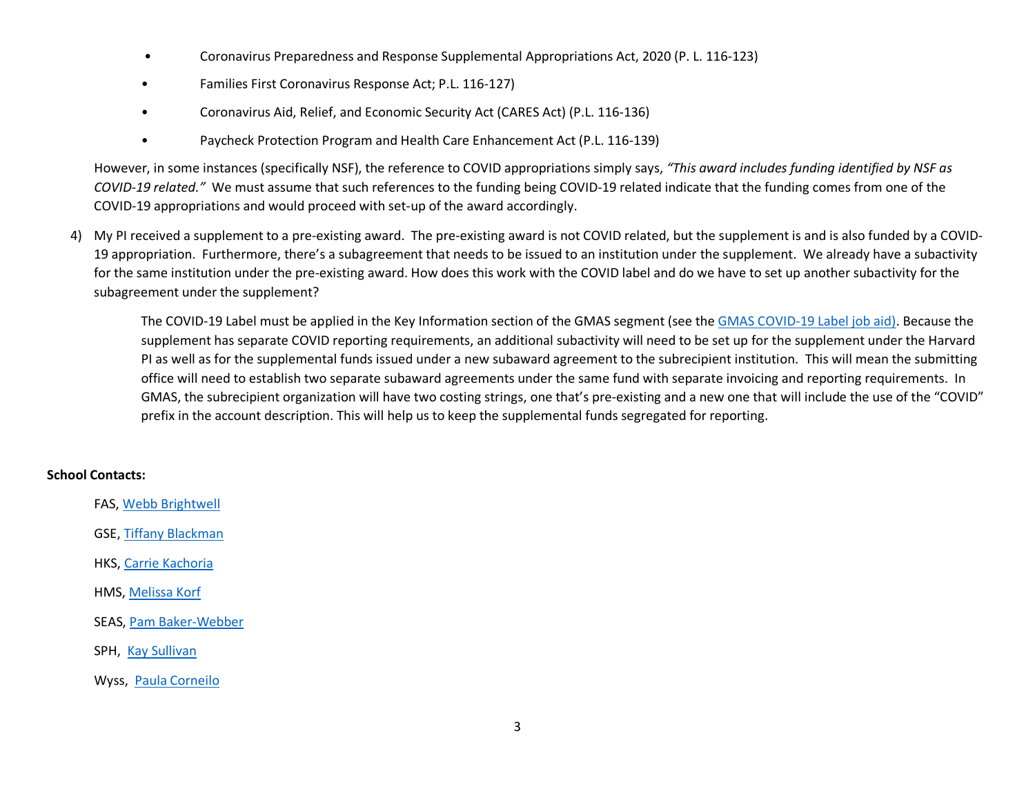- Coronavirus Preparedness and Response Supplemental Appropriations Act, 2020 (P. L. 116-123)
- Families First Coronavirus Response Act; P.L. 116-127)
- Coronavirus Aid, Relief, and Economic Security Act (CARES Act) (P.L. 116-136)
- Paycheck Protection Program and Health Care Enhancement Act (P.L. 116-139)

However, in some instances (specifically NSF), the reference to COVID appropriations simply says, *"This award includes funding identified by NSF as COVID-19 related."* We must assume that such references to the funding being COVID-19 related indicate that the funding comes from one of the COVID-19 appropriations and would proceed with set-up of the award accordingly.

4) My PI received a supplement to a pre-existing award. The pre-existing award is not COVID related, but the supplement is and is also funded by a COVID-19 appropriation. Furthermore, there's a subagreement that needs to be issued to an institution under the supplement. We already have a subactivity for the same institution under the pre-existing award. How does this work with the COVID label and do we have to set up another subactivity for the subagreement under the supplement?

   The COVID-19 Label must be applied in the Key Information section of the GMAS segment (see the GMAS COVID-19 Label job aid). Because the supplement has separate COVID reporting requirements, an additional subactivity will need to be set up for the supplement under the Harvard PI as well as for the supplemental funds issued under a new subaward agreement to the subrecipient institution. This will mean the submitting office will need to establish two separate subaward agreements under the same fund with separate invoicing and reporting requirements. In GMAS, the subrecipient organization will have two costing strings, one that's pre-existing and a new one that will include the use of the "COVID" prefix in the account description. This will help us to keep the supplemental funds segregated for reporting.

**School Contacts:**

FAS, Webb Brightwell

GSE, Tiffany Blackman

HKS, Carrie Kachoria

HMS, Melissa Korf

SEAS, Pam Baker-Webber

SPH, Kay Sullivan

Wyss, Paula Corneilo